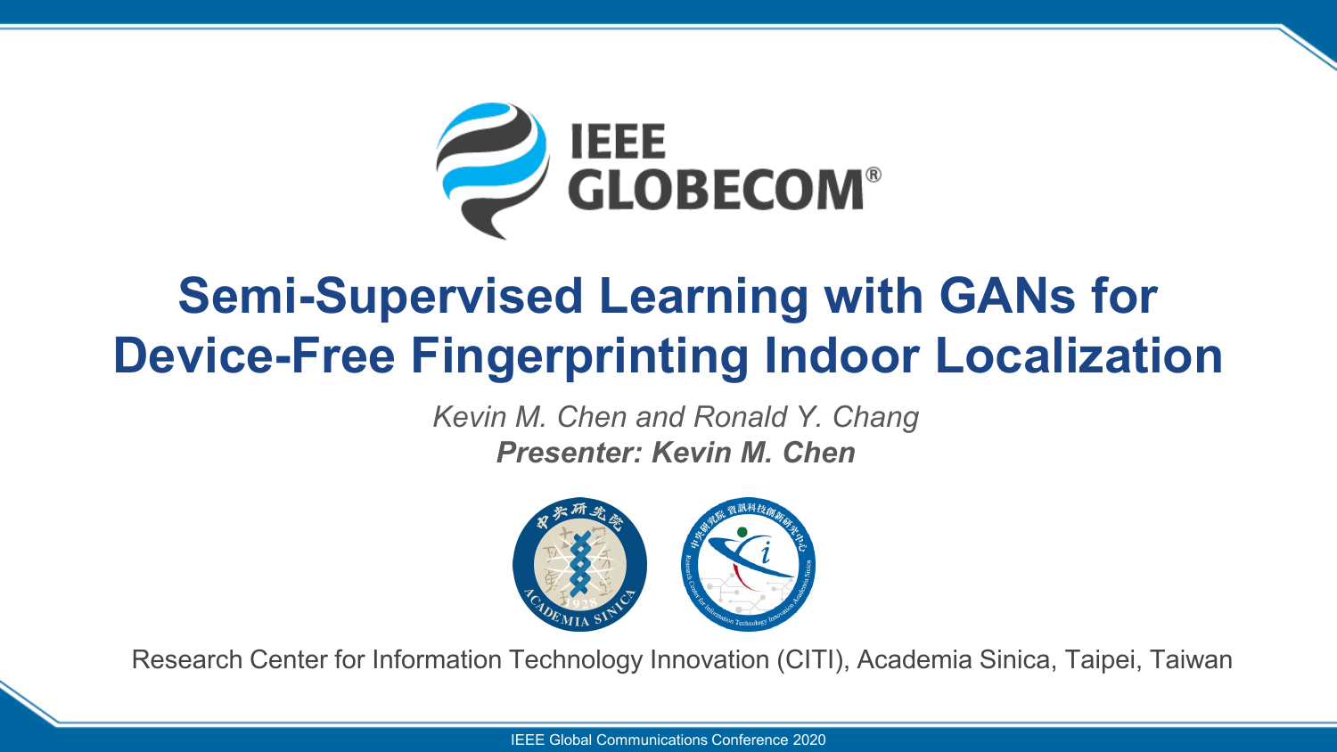# Semi-Supervised Learning with GANs for Device-Free Fingerprinting Indoor Localization

*Kevin M. Chen and Ronald Y. Chang*

***Presenter: Kevin M. Chen***

Research Center for Information Technology Innovation (CITI), Academia Sinica, Taipei, Taiwan

IEEE Global Communications Conference 2020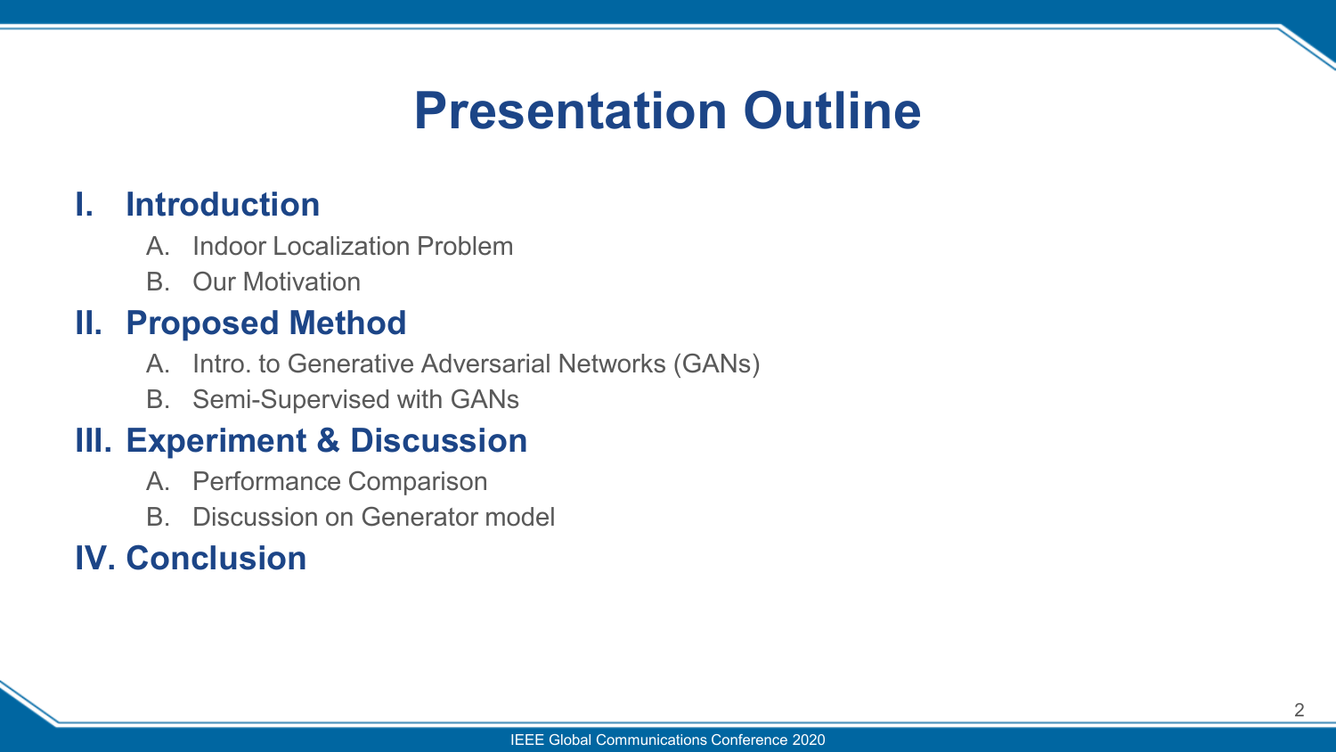# Presentation Outline

## I. Introduction

A. Indoor Localization Problem

B. Our Motivation

## II. Proposed Method

A. Intro. to Generative Adversarial Networks (GANs)

B. Semi-Supervised with GANs

## III. Experiment & Discussion

A. Performance Comparison

B. Discussion on Generator model

## IV. Conclusion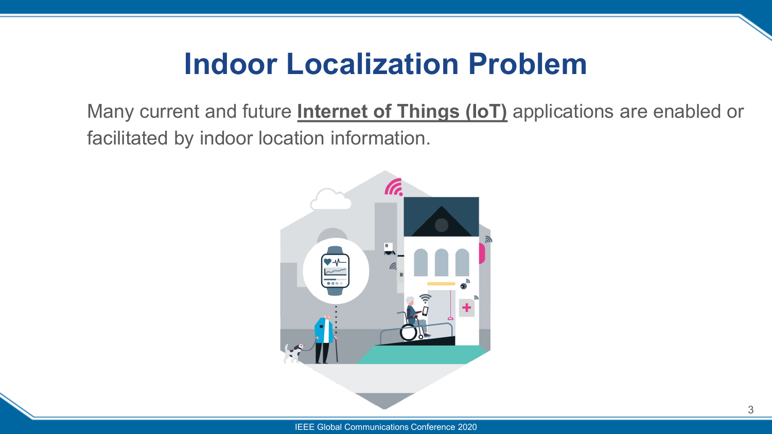# Indoor Localization Problem

Many current and future **Internet of Things (IoT)** applications are enabled or facilitated by indoor location information.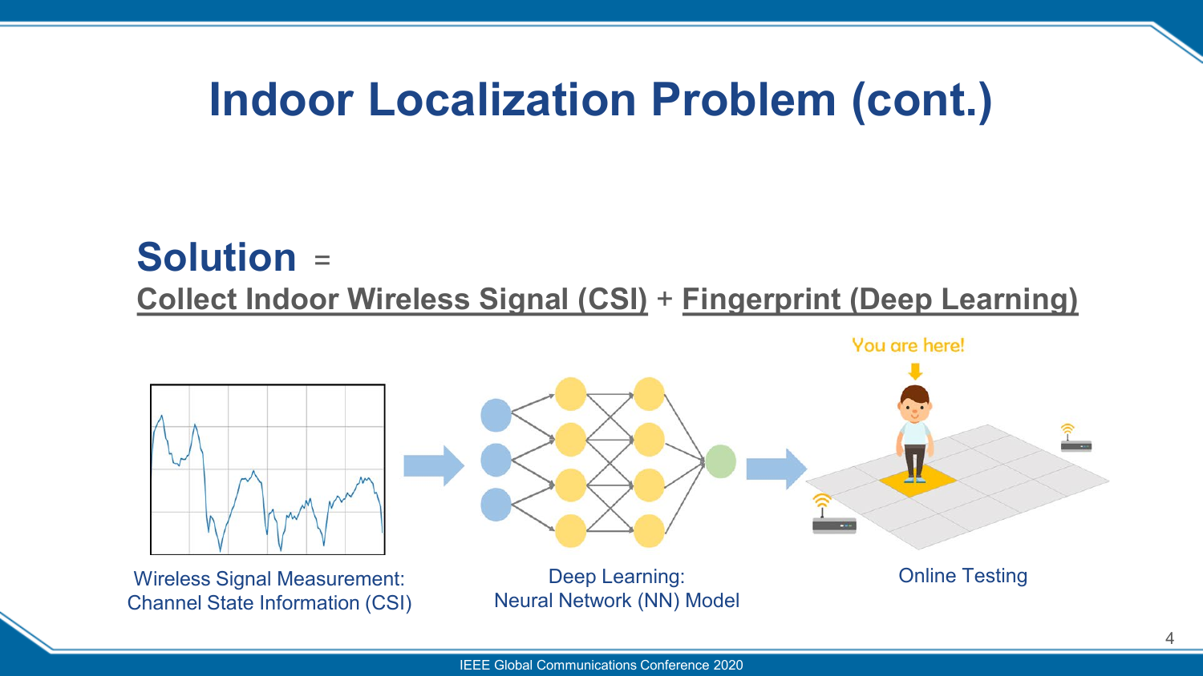# Indoor Localization Problem (cont.)

**Solution** =

Collect Indoor Wireless Signal (CSI) + Fingerprint (Deep Learning)

You are here!

Wireless Signal Measurement: Channel State Information (CSI)

Deep Learning: Neural Network (NN) Model

Online Testing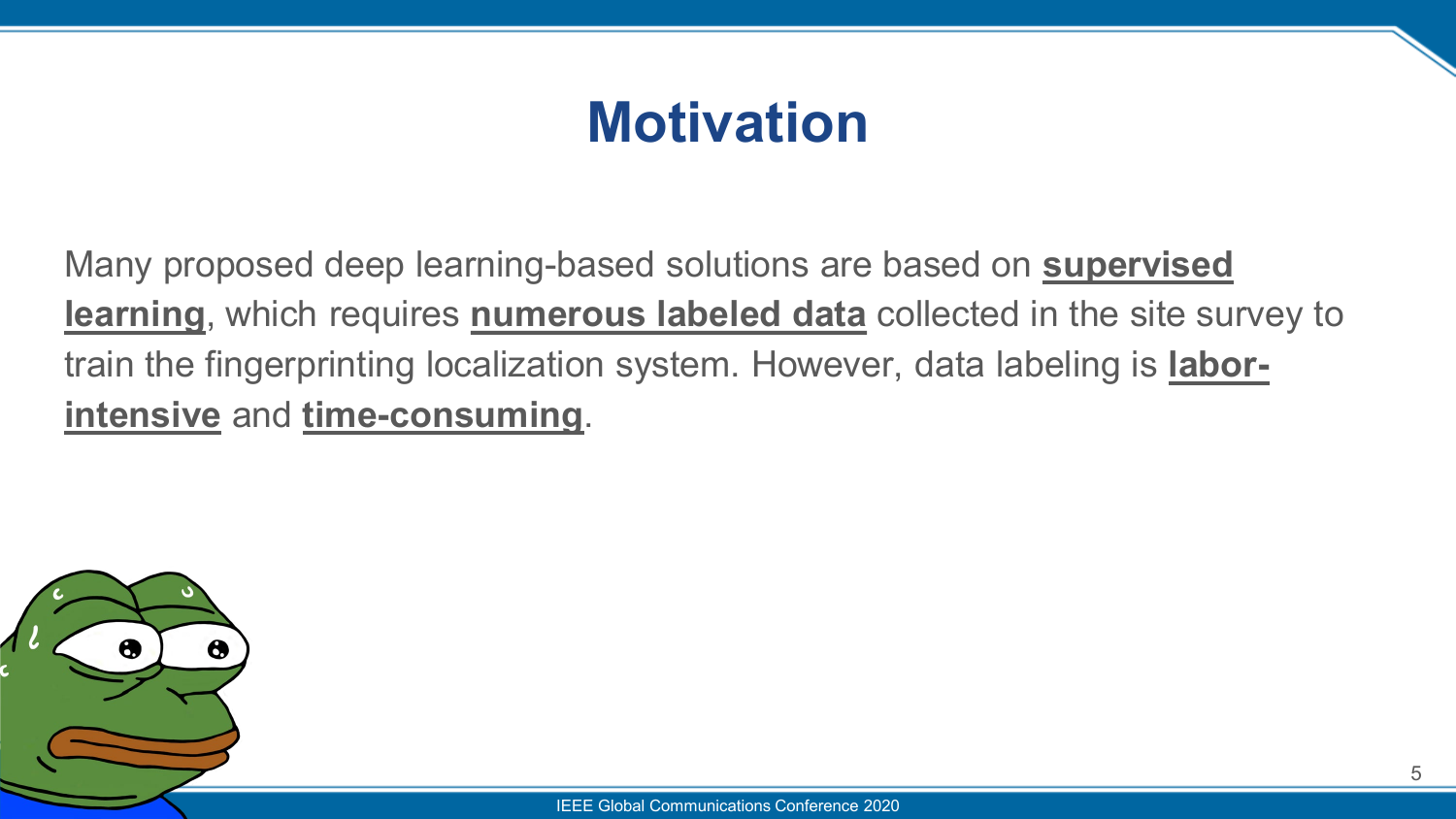# Motivation

Many proposed deep learning-based solutions are based on **supervised learning**, which requires **numerous labeled data** collected in the site survey to train the fingerprinting localization system. However, data labeling is **labor-intensive** and **time-consuming**.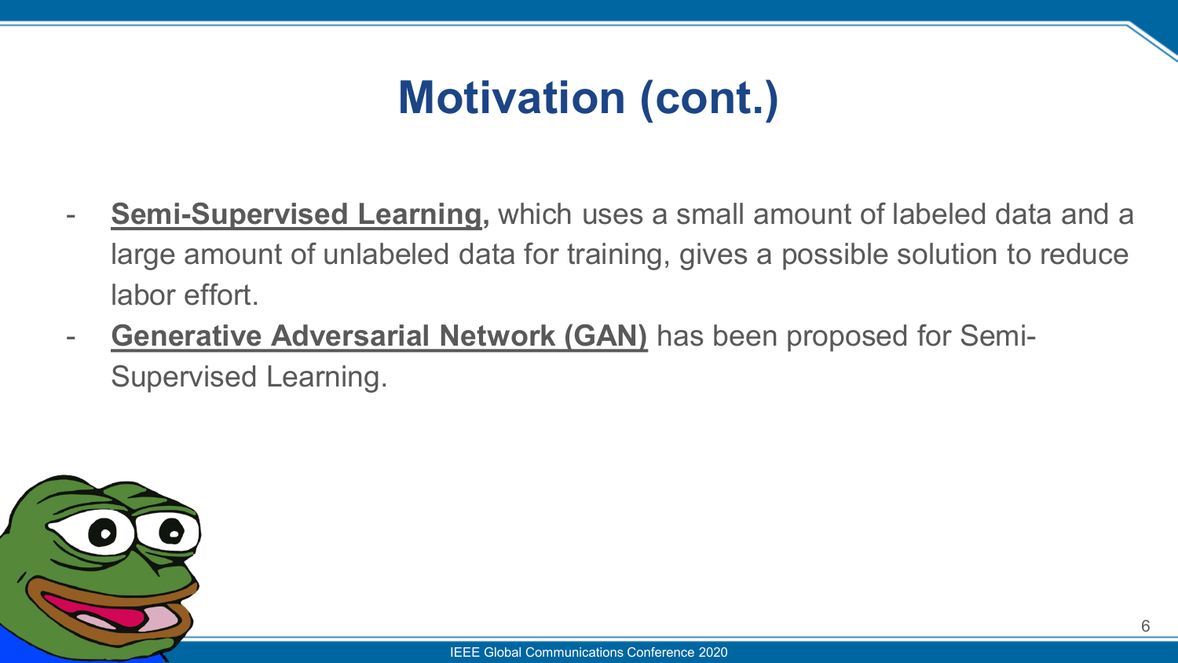# Motivation (cont.)

- **Semi-Supervised Learning,** which uses a small amount of labeled data and a large amount of unlabeled data for training, gives a possible solution to reduce labor effort.
- **Generative Adversarial Network (GAN)** has been proposed for Semi-Supervised Learning.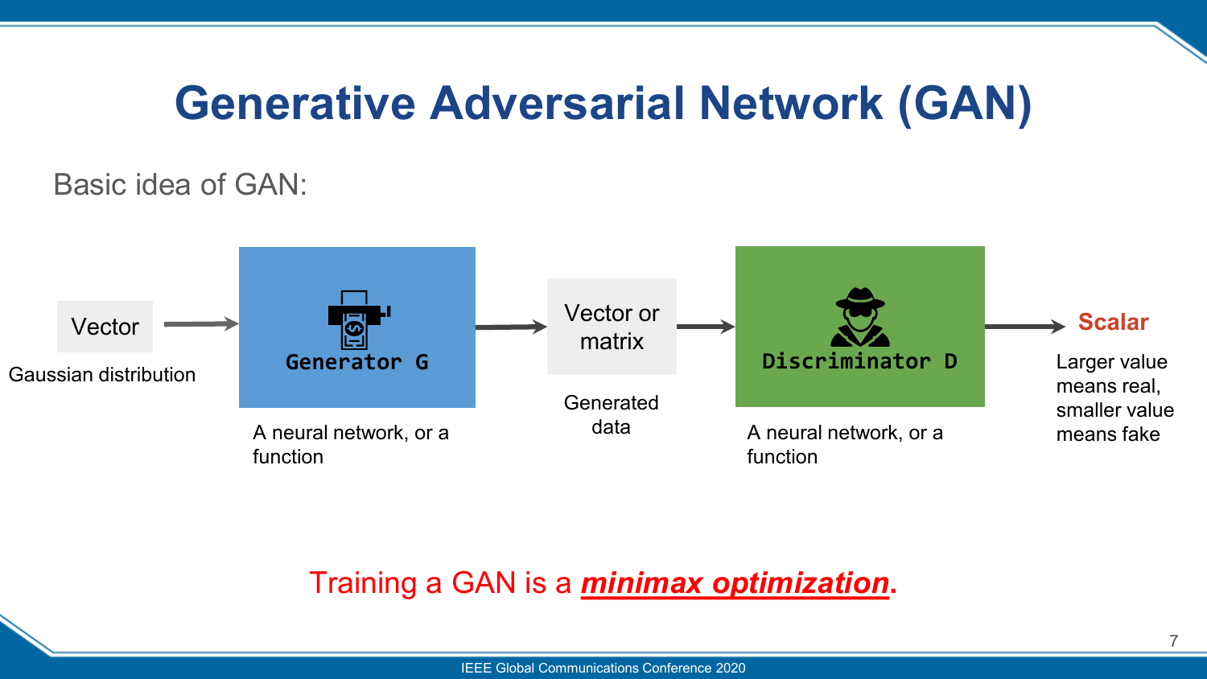# Generative Adversarial Network (GAN)

Basic idea of GAN:

Vector → **Generator G** → Vector or matrix → **Discriminator D** → Scalar

- Vector: Gaussian distribution
- Generator G: A neural network, or a function
- Vector or matrix: Generated data
- Discriminator D: A neural network, or a function
- Scalar: Larger value means real, smaller value means fake

Training a GAN is a ***minimax optimization***.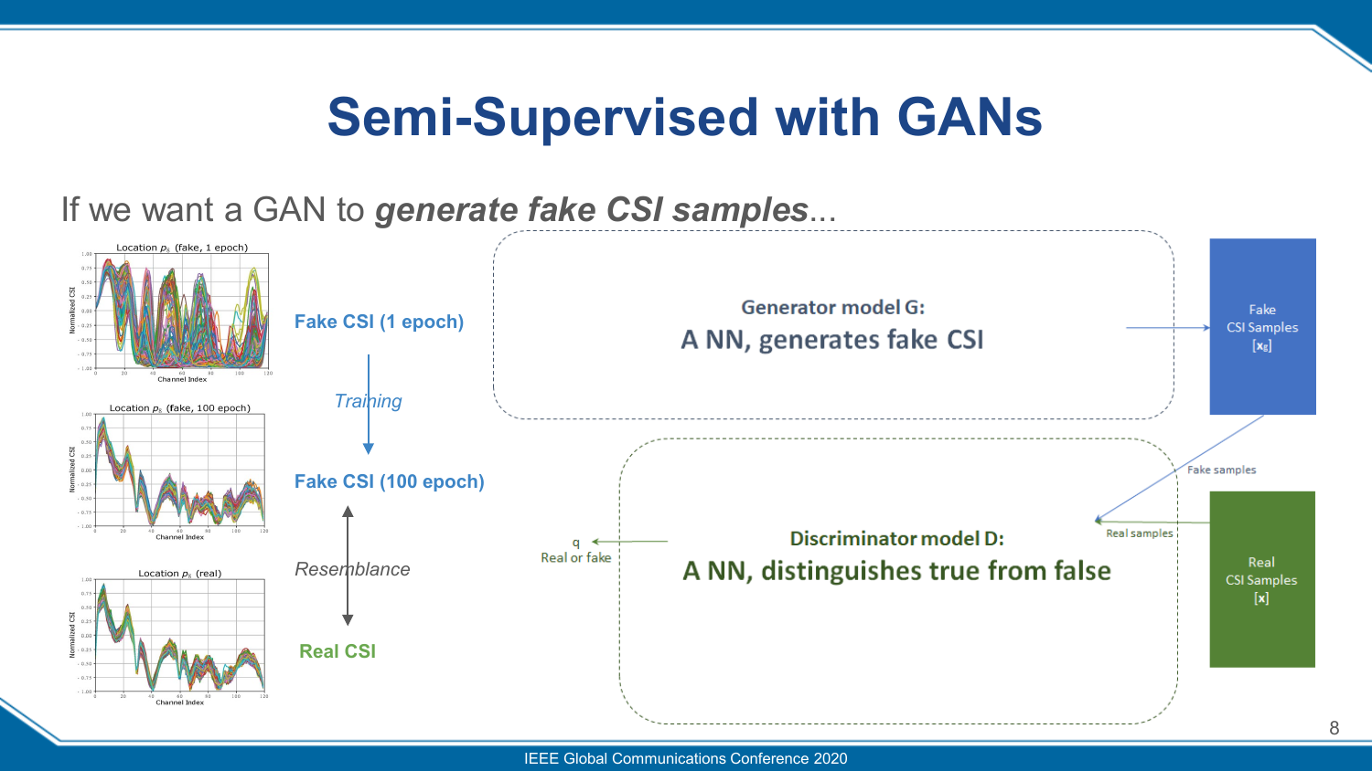# Semi-Supervised with GANs

If we want a GAN to ***generate fake CSI samples***...

Fake CSI (1 epoch)

*Training*

Fake CSI (100 epoch)

*Resemblance*

Real CSI

**Generator model G:**

**A NN, generates fake CSI**

Fake CSI Samples [$\mathbf{x}_g$]

Fake samples

Real samples

Real CSI Samples [$\mathbf{x}$]

q

Real or fake

**Discriminator model D:**

**A NN, distinguishes true from false**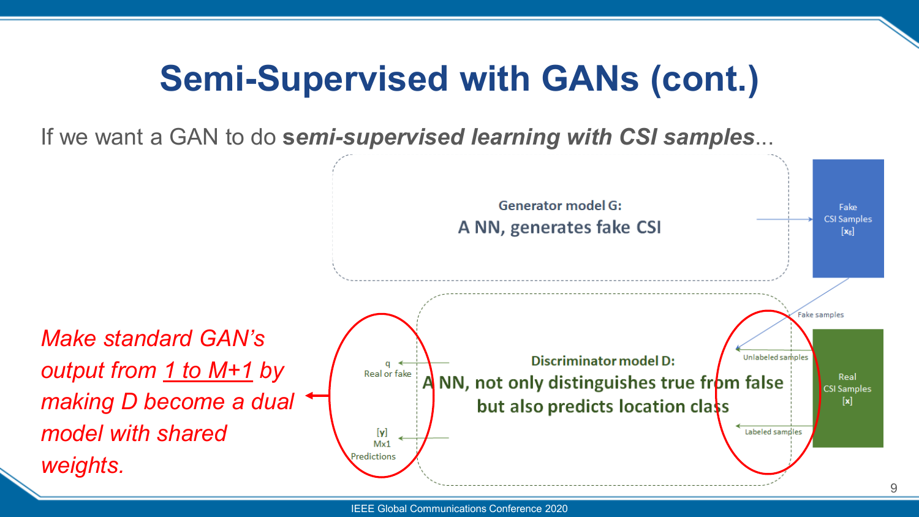# Semi-Supervised with GANs (cont.)

If we want a GAN to do ***semi-supervised learning with CSI samples***...

*Make standard GAN's output from* *1 to M+1* *by making D become a dual model with shared weights.*

**Generator model G:**
**A NN, generates fake CSI**

Fake CSI Samples $[x_g]$

Fake samples

**Discriminator model D:**
**A NN, not only distinguishes true from false but also predicts location class**

q
Real or fake

[y]
Mx1
Predictions

Unlabeled samples

Labeled samples

Real CSI Samples [x]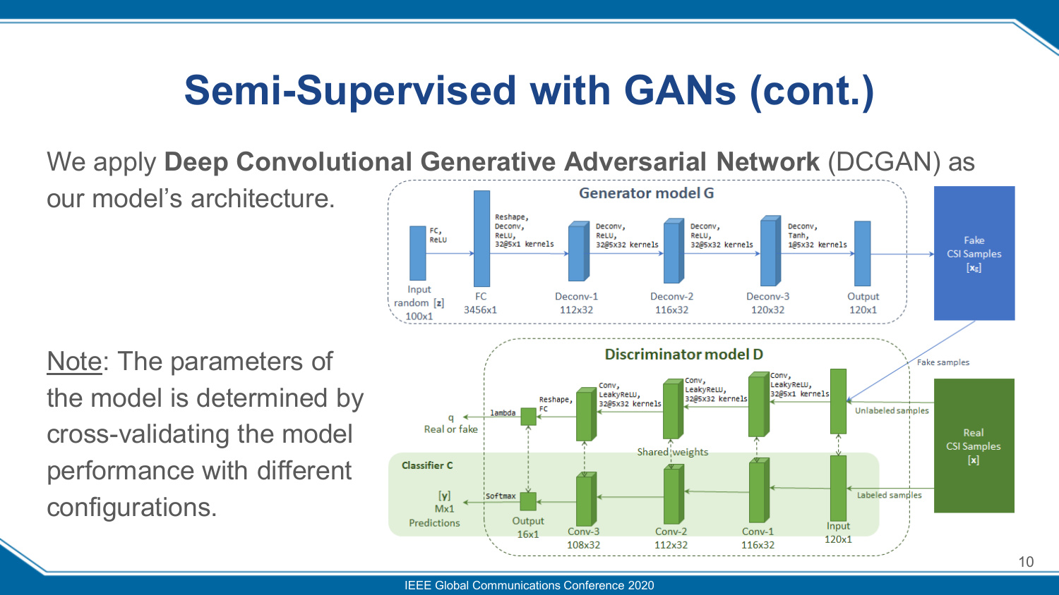# Semi-Supervised with GANs (cont.)

We apply **Deep Convolutional Generative Adversarial Network** (DCGAN) as our model's architecture.

<u>Note</u>: The parameters of the model is determined by cross-validating the model performance with different configurations.

**Generator model G**

- Input random [z] 100x1 → FC, ReLU → FC 3456x1
- Reshape, Deconv, ReLU, 32@5x1 kernels → Deconv-1 112x32
- Deconv, ReLU, 32@5x32 kernels → Deconv-2 116x32
- Deconv, ReLU, 32@5x32 kernels → Deconv-3 120x32
- Deconv, Tanh, 1@5x32 kernels → Output 120x1
- → Fake CSI Samples [$x_E$]

**Discriminator model D**

- Input 120x1 (Fake samples, Unlabeled samples from Real CSI Samples [x])
- Conv, LeakyReLU, 32@5x1 kernels → Conv-1 116x32
- Conv, LeakyReLU, 32@5x32 kernels → Conv-2 112x32
- Conv, LeakyReLU, 32@5x32 kernels → Conv-3 108x32
- Reshape, FC → lambda → q Real or fake

Shared weights

**Classifier C**

- Input 120x1 (Labeled samples from Real CSI Samples [x])
- Conv-1 116x32 → Conv-2 112x32 → Conv-3 108x32
- Output 16x1 → Softmax → [y] Mx1 Predictions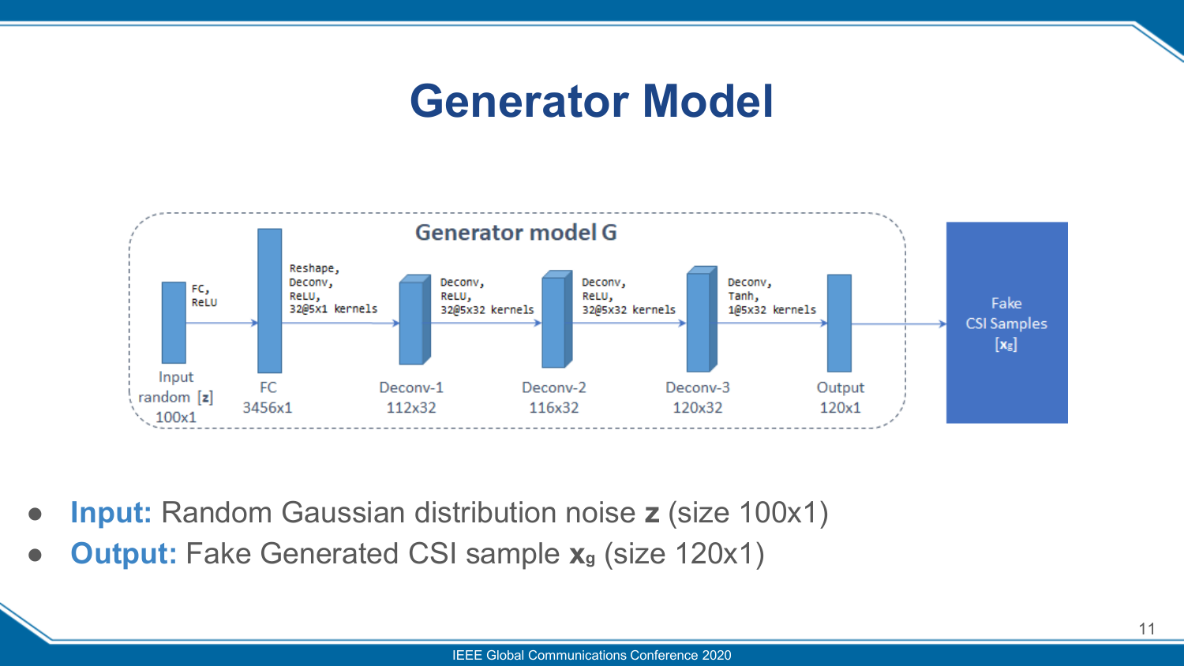# Generator Model

Generator model G

| Layer | Operation | Size |
|---|---|---|
| Input random [z] | FC, ReLU | 100x1 |
| FC | Reshape, Deconv, ReLU, 32@5x1 kernels | 3456x1 |
| Deconv-1 | Deconv, ReLU, 32@5x32 kernels | 112x32 |
| Deconv-2 | Deconv, ReLU, 32@5x32 kernels | 116x32 |
| Deconv-3 | Deconv, Tanh, 1@5x32 kernels | 120x32 |
| Output | → Fake CSI Samples [$\mathbf{x}_g$] | 120x1 |

- **Input:** Random Gaussian distribution noise **z** (size 100x1)
- **Output:** Fake Generated CSI sample $\mathbf{x}_g$ (size 120x1)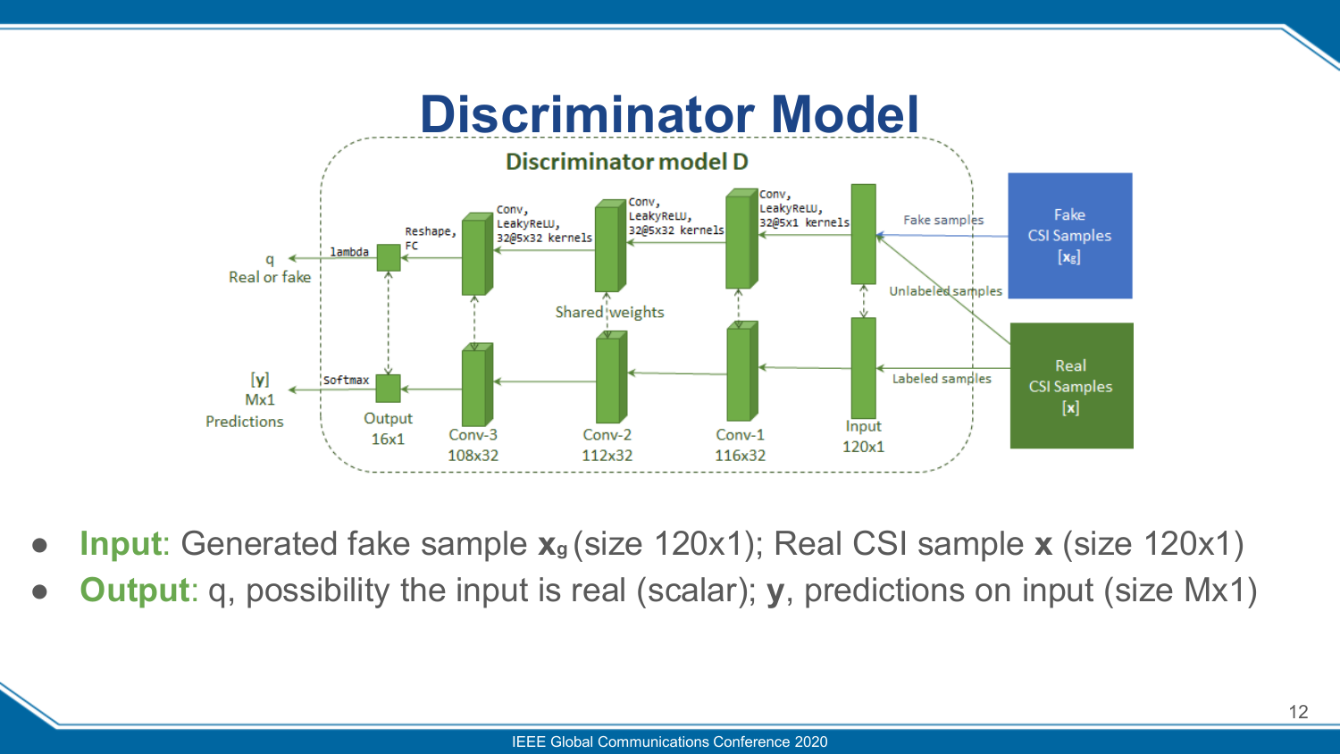# Discriminator Model

- **Input**: Generated fake sample $\mathbf{x}_g$ (size 120x1); Real CSI sample $\mathbf{x}$ (size 120x1)
- **Output**: q, possibility the input is real (scalar); $\mathbf{y}$, predictions on input (size Mx1)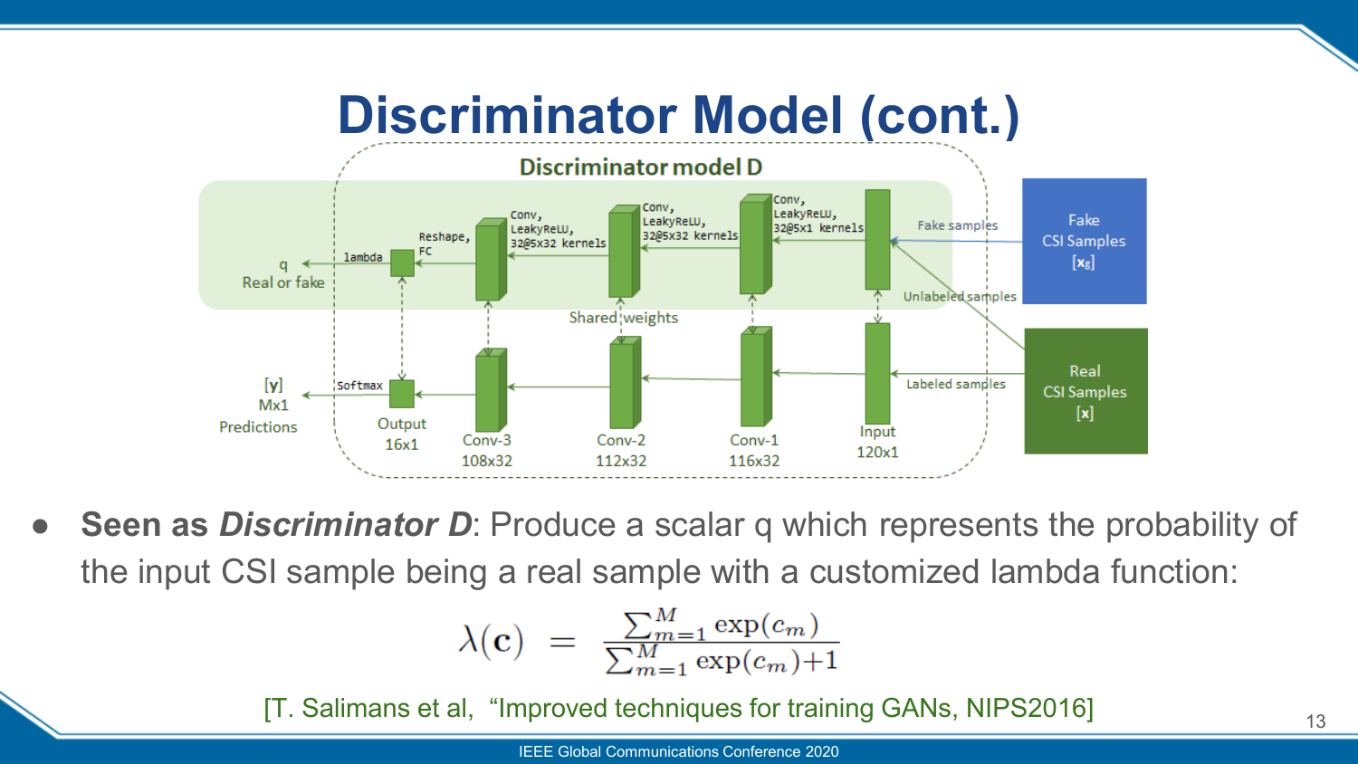# Discriminator Model (cont.)

Discriminator model D

q
Real or fake

lambda

Reshape, FC

Conv, LeakyReLU, 32@5x32 kernels

Conv, LeakyReLU, 32@5x32 kernels

Conv, LeakyReLU, 32@5x1 kernels

Fake samples

Fake CSI Samples $[\mathbf{x}_g]$

Unlabeled samples

Shared weights

[y]
Mx1
Predictions

Softmax

Output
16x1

Conv-3
108x32

Conv-2
112x32

Conv-1
116x32

Input
120x1

Labeled samples

Real CSI Samples $[\mathbf{x}]$

- **Seen as *Discriminator D***: Produce a scalar q which represents the probability of the input CSI sample being a real sample with a customized lambda function:

$$\lambda(\mathbf{c}) = \frac{\sum_{m=1}^{M} \exp(c_m)}{\sum_{m=1}^{M} \exp(c_m)+1}$$

[T. Salimans et al, "Improved techniques for training GANs, NIPS2016]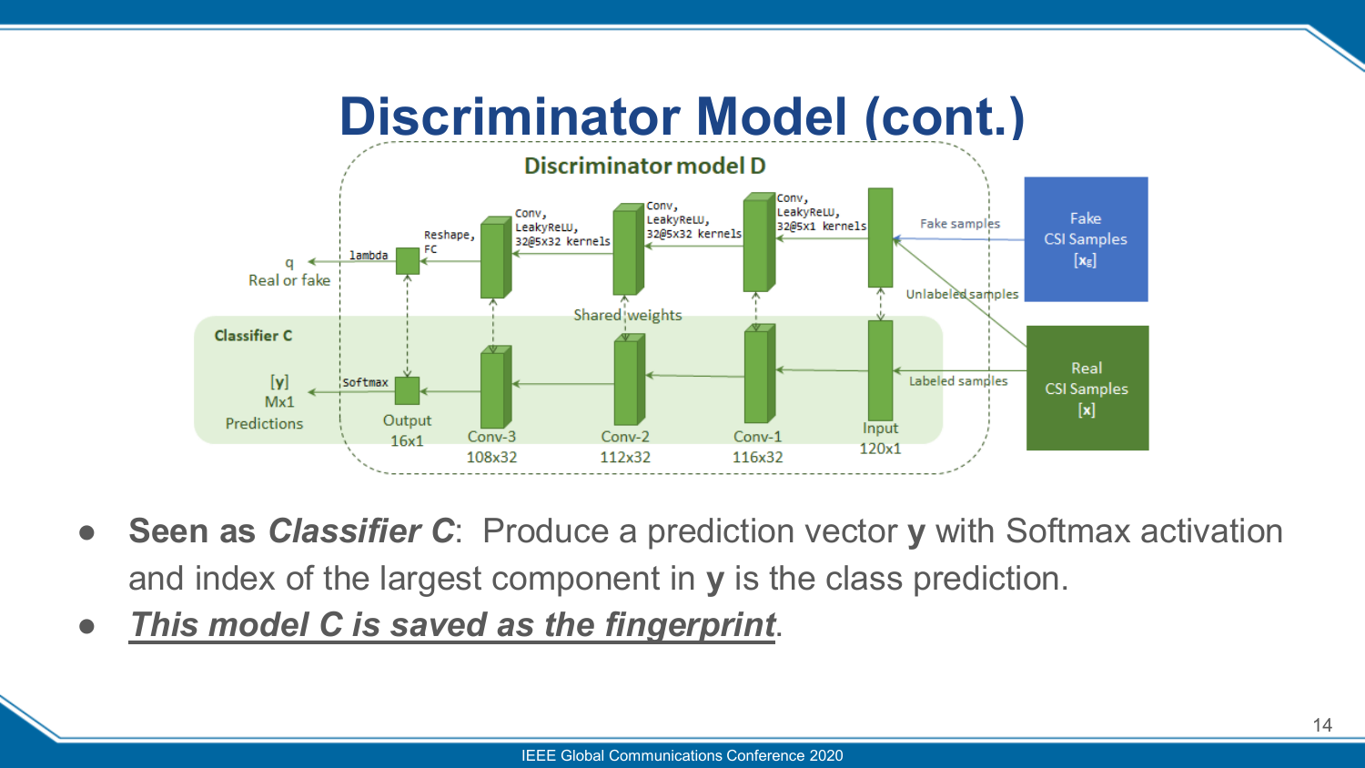# Discriminator Model (cont.)

- **Seen as *Classifier C***: Produce a prediction vector **y** with Softmax activation and index of the largest component in **y** is the class prediction.
- ***This model C is saved as the fingerprint***.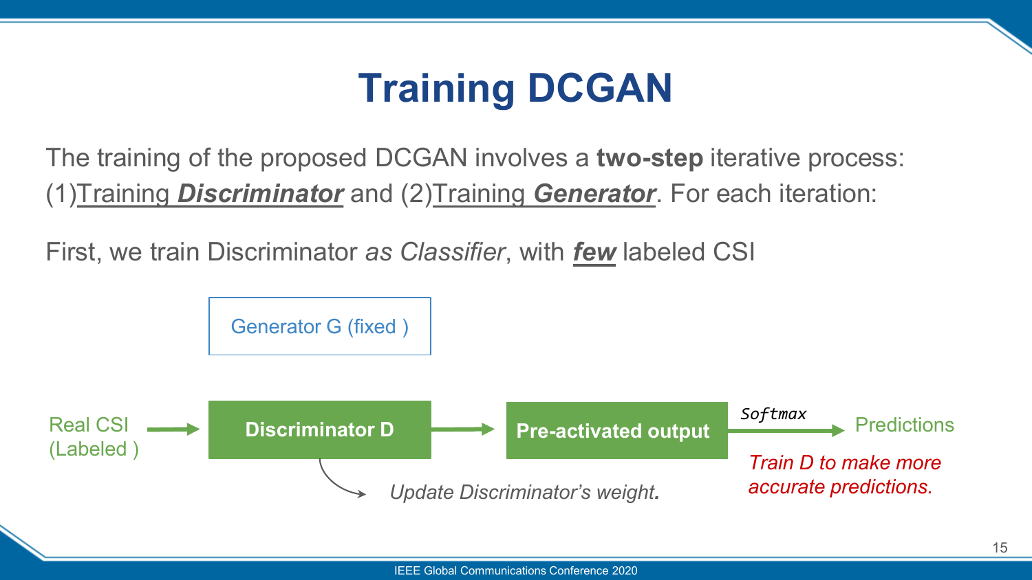# Training DCGAN

The training of the proposed DCGAN involves a **two-step** iterative process: (1)Training ***Discriminator*** and (2)Training ***Generator***. For each iteration:

First, we train Discriminator *as Classifier*, with ***few*** labeled CSI

Generator G (fixed )

Real CSI (Labeled ) → **Discriminator D** → **Pre-activated output** → *Softmax* → Predictions

*Update Discriminator's weight.*

*Train D to make more accurate predictions.*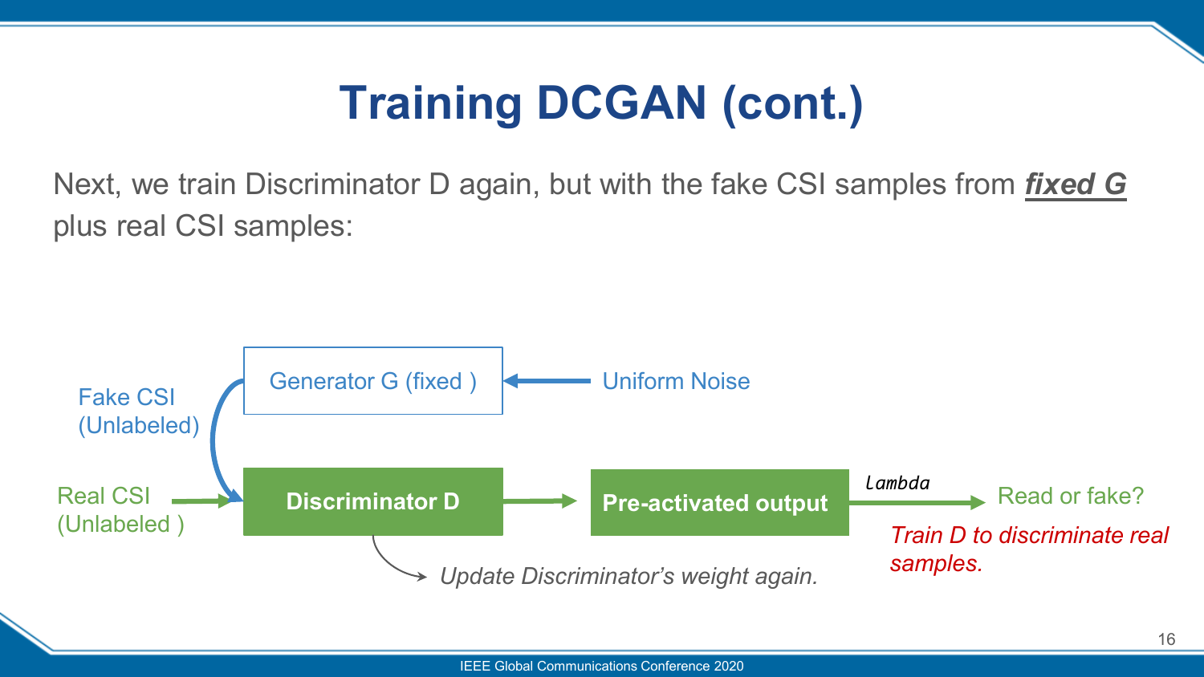# Training DCGAN (cont.)

Next, we train Discriminator D again, but with the fake CSI samples from ***fixed G*** plus real CSI samples:

Generator G (fixed ) ← Uniform Noise

Fake CSI (Unlabeled)

Real CSI (Unlabeled ) → **Discriminator D** → **Pre-activated output** → *Lambda* → Read or fake?

*Update Discriminator's weight again.*

*Train D to discriminate real samples.*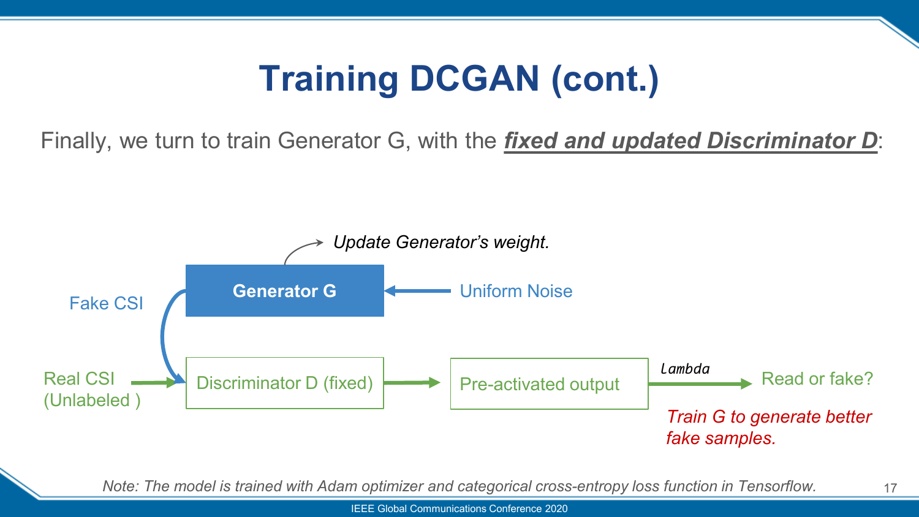# Training DCGAN (cont.)

Finally, we turn to train Generator G, with the ***fixed and updated Discriminator D***:

*Update Generator's weight.*

Generator G ← Uniform Noise

Fake CSI

Real CSI (Unlabeled ) → Discriminator D (fixed) → Pre-activated output → *Lambda* → Read or fake?

*Train G to generate better fake samples.*

*Note: The model is trained with Adam optimizer and categorical cross-entropy loss function in Tensorflow.*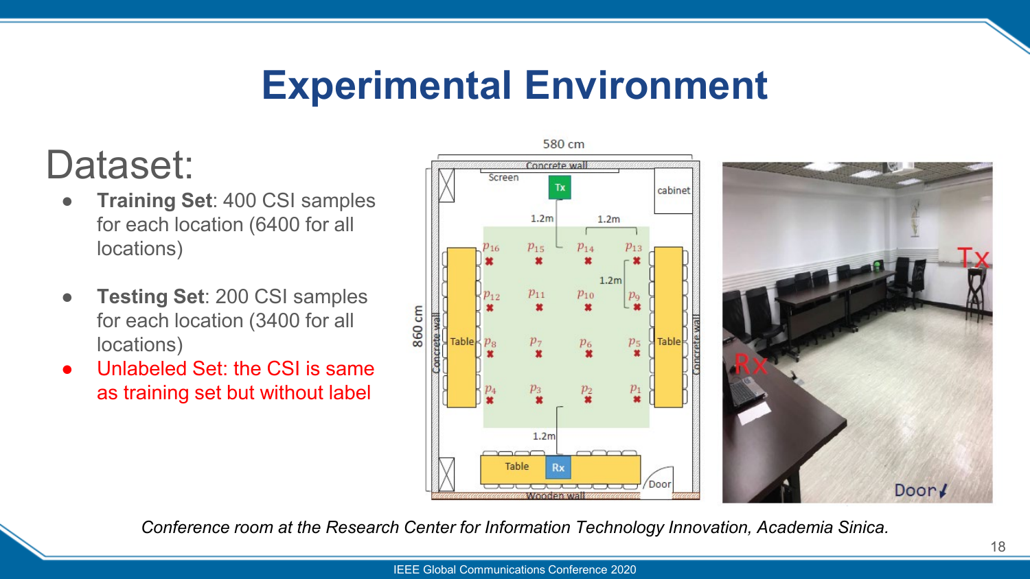# Experimental Environment

Dataset:

- **Training Set**: 400 CSI samples for each location (6400 for all locations)
- **Testing Set**: 200 CSI samples for each location (3400 for all locations)
- Unlabeled Set: the CSI is same as training set but without label

*Conference room at the Research Center for Information Technology Innovation, Academia Sinica.*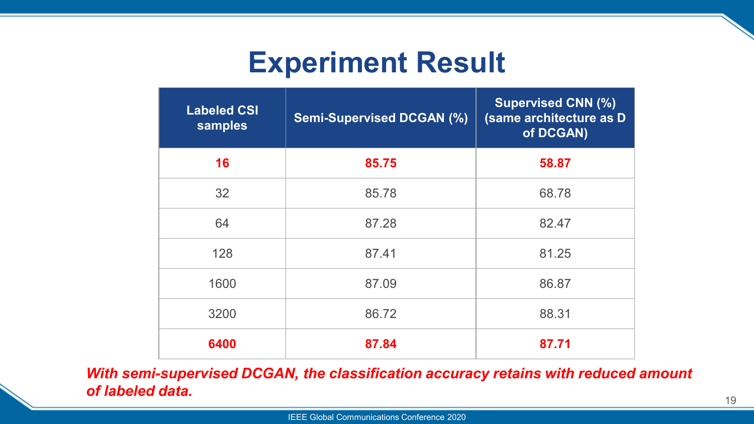# Experiment Result

| Labeled CSI samples | Semi-Supervised DCGAN (%) | Supervised CNN (%) (same architecture as D of DCGAN) |
|---|---|---|
| **16** | **85.75** | **58.87** |
| 32 | 85.78 | 68.78 |
| 64 | 87.28 | 82.47 |
| 128 | 87.41 | 81.25 |
| 1600 | 87.09 | 86.87 |
| 3200 | 86.72 | 88.31 |
| **6400** | **87.84** | **87.71** |

***With semi-supervised DCGAN, the classification accuracy retains with reduced amount of labeled data.***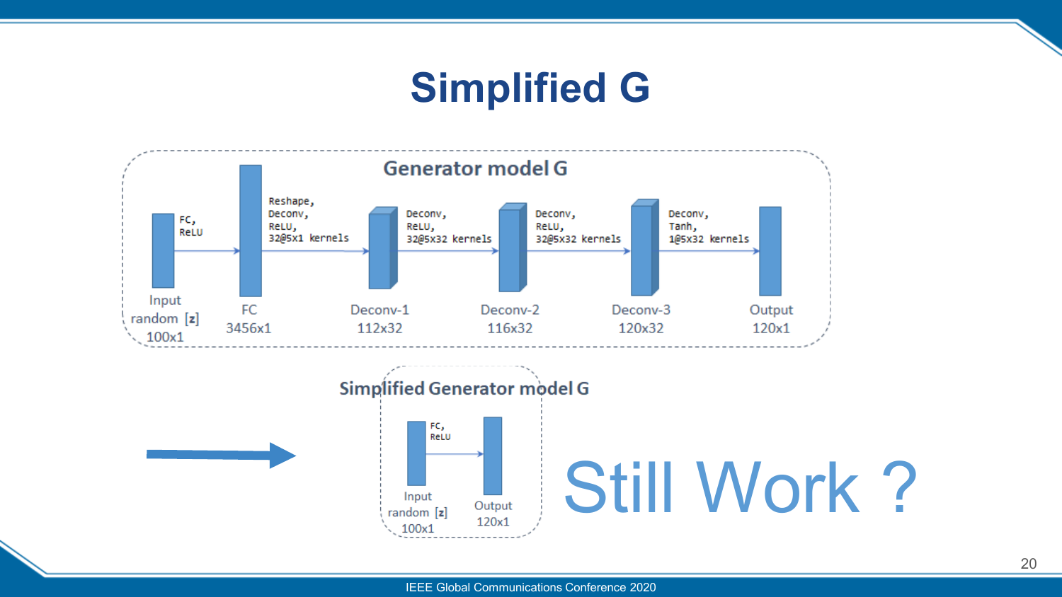# Simplified G

**Generator model G**

| Layer | Size | Operation to next layer |
|---|---|---|
| Input random [z] | 100x1 | FC, ReLU |
| FC | 3456x1 | Reshape, Deconv, ReLU, 32@5x1 kernels |
| Deconv-1 | 112x32 | Deconv, ReLU, 32@5x32 kernels |
| Deconv-2 | 116x32 | Deconv, ReLU, 32@5x32 kernels |
| Deconv-3 | 120x32 | Deconv, Tanh, 1@5x32 kernels |
| Output | 120x1 | |

**Simplified Generator model G**

| Layer | Size | Operation to next layer |
|---|---|---|
| Input random [z] | 100x1 | FC, ReLU |
| Output | 120x1 | |

Still Work ?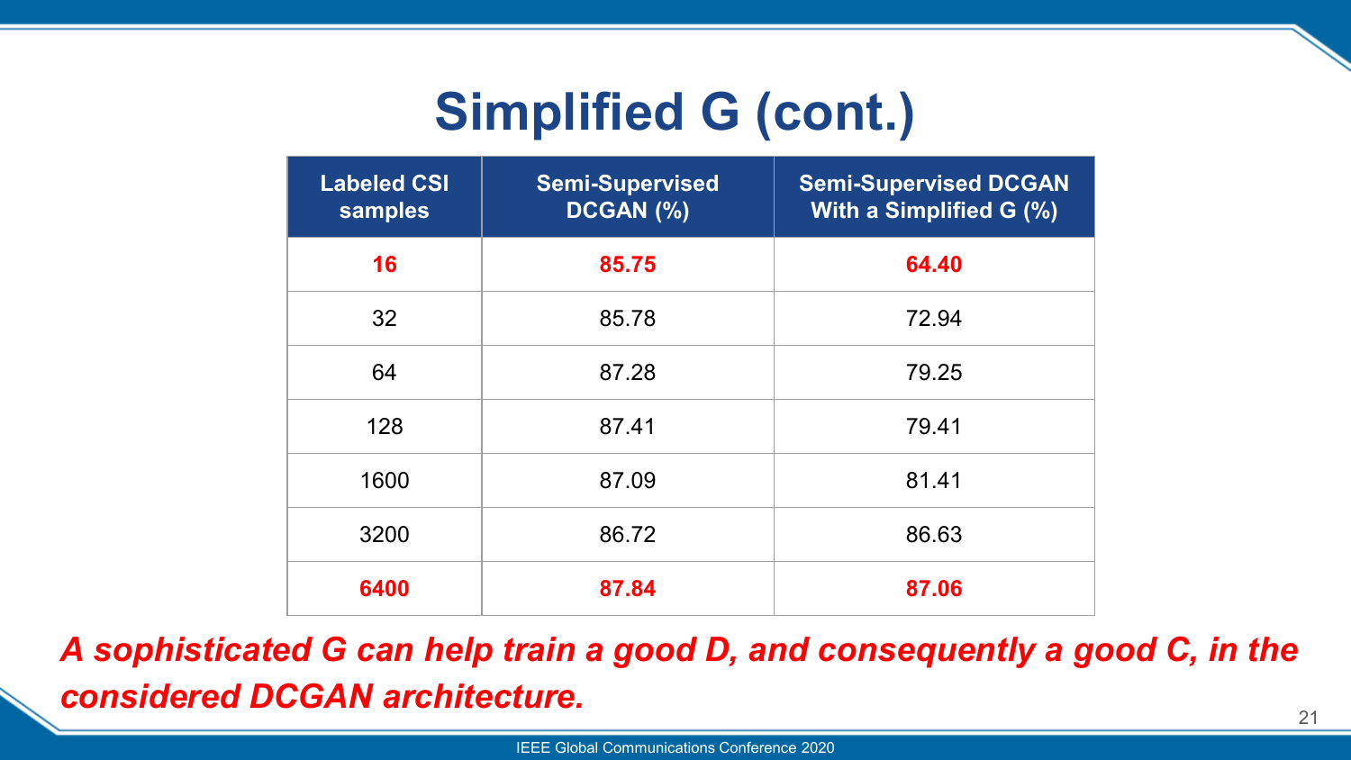# Simplified G (cont.)

| Labeled CSI samples | Semi-Supervised DCGAN (%) | Semi-Supervised DCGAN With a Simplified G (%) |
|---|---|---|
| **16** | **85.75** | **64.40** |
| 32 | 85.78 | 72.94 |
| 64 | 87.28 | 79.25 |
| 128 | 87.41 | 79.41 |
| 1600 | 87.09 | 81.41 |
| 3200 | 86.72 | 86.63 |
| **6400** | **87.84** | **87.06** |

***A sophisticated G can help train a good D, and consequently a good C, in the considered DCGAN architecture.***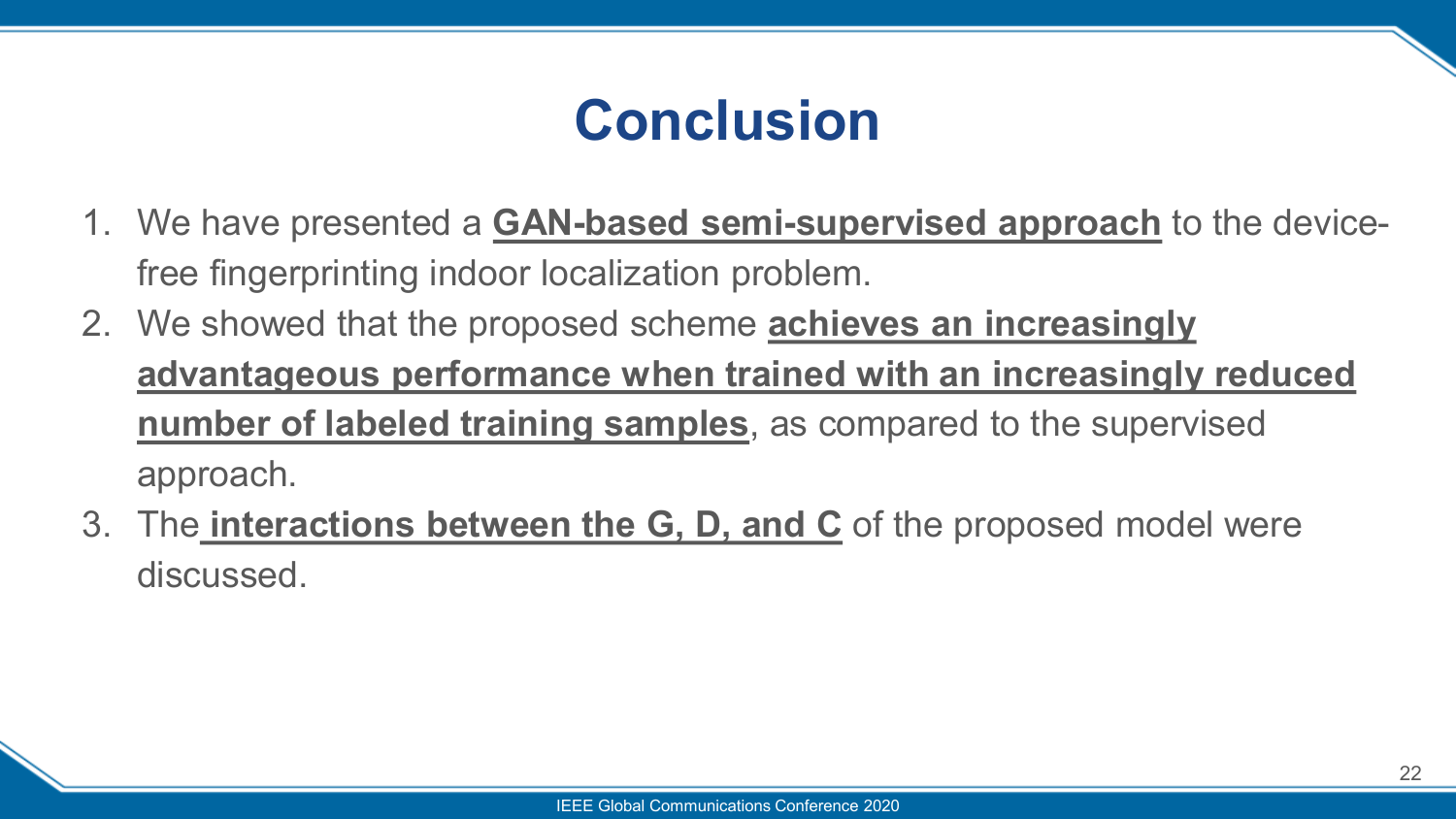# Conclusion

1. We have presented a **GAN-based semi-supervised approach** to the device-free fingerprinting indoor localization problem.
2. We showed that the proposed scheme **achieves an increasingly advantageous performance when trained with an increasingly reduced number of labeled training samples**, as compared to the supervised approach.
3. The **interactions between the G, D, and C** of the proposed model were discussed.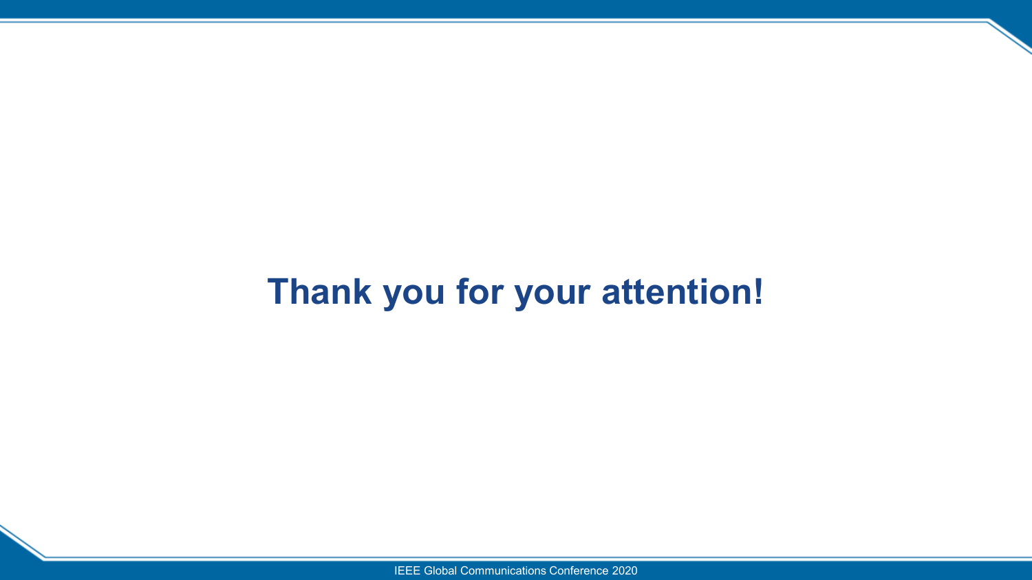**Thank you for your attention!**